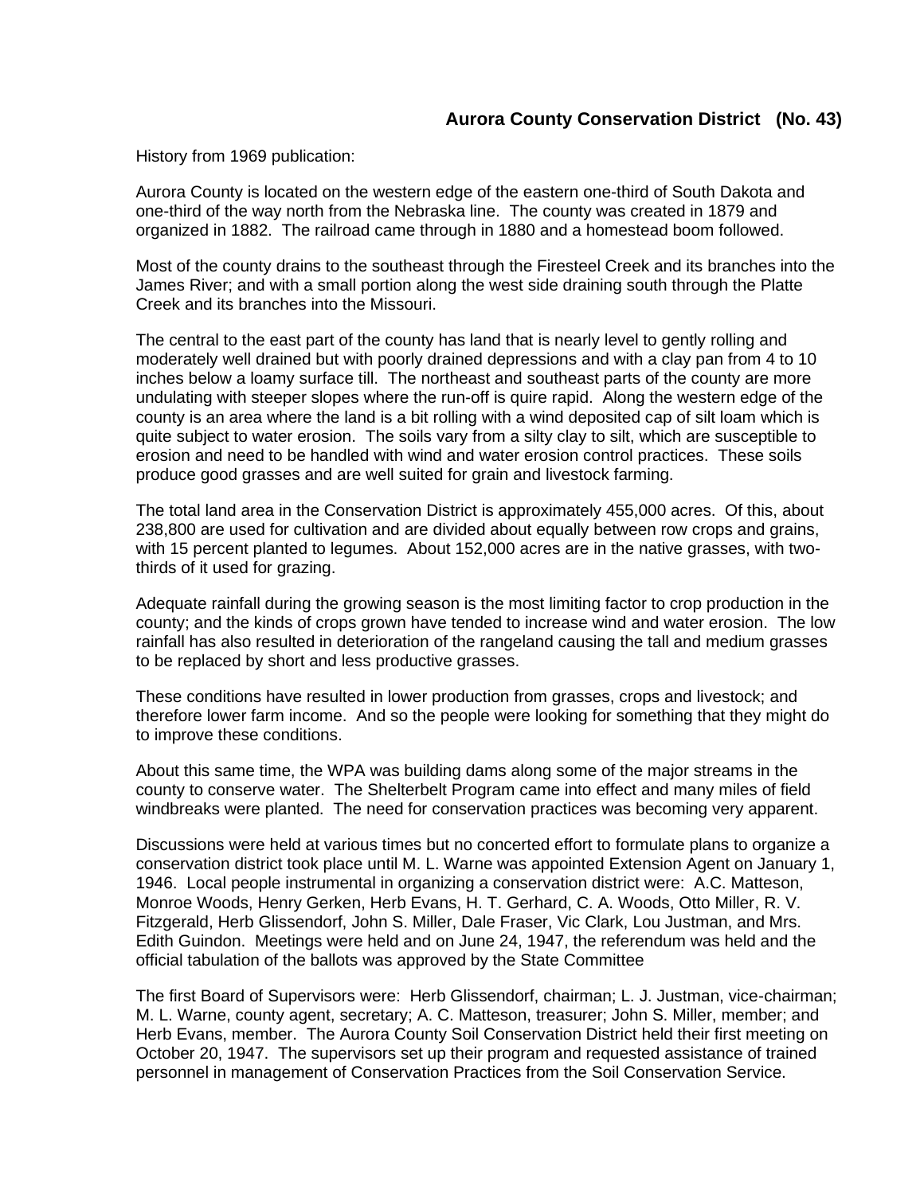# Aurora County Conservation District (No. 43)

History from 1969 publication:

Aurora County is located on the western edge of the eastern one-third of South Dakota and one-third of the way north from the Nebraska line. The county was created in 1879 and organized in 1882. The railroad came through in 1880 and a homestead boom followed.

Most of the county drains to the southeast through the Firesteel Creek and its branches into the James River; and with a small portion along the west side draining south through the Platte Creek and its branches into the Missouri.

The central to the east part of the county has land that is nearly level to gently rolling and moderately well drained but with poorly drained depressions and with a clay pan from 4 to 10 inches below a loamy surface till. The northeast and southeast parts of the county are more undulating with steeper slopes where the run-off is quire rapid. Along the western edge of the county is an area where the land is a bit rolling with a wind deposited cap of silt loam which is quite subject to water erosion. The soils vary from a silty clay to silt, which are susceptible to erosion and need to be handled with wind and water erosion control practices. These soils produce good grasses and are well suited for grain and livestock farming.

The total land area in the Conservation District is approximately 455,000 acres. Of this, about 238,800 are used for cultivation and are divided about equally between row crops and grains, with 15 percent planted to legumes. About 152,000 acres are in the native grasses, with two-thirds of it used for grazing.

Adequate rainfall during the growing season is the most limiting factor to crop production in the county; and the kinds of crops grown have tended to increase wind and water erosion. The low rainfall has also resulted in deterioration of the rangeland causing the tall and medium grasses to be replaced by short and less productive grasses.

These conditions have resulted in lower production from grasses, crops and livestock; and therefore lower farm income. And so the people were looking for something that they might do to improve these conditions.

About this same time, the WPA was building dams along some of the major streams in the county to conserve water. The Shelterbelt Program came into effect and many miles of field windbreaks were planted. The need for conservation practices was becoming very apparent.

Discussions were held at various times but no concerted effort to formulate plans to organize a conservation district took place until M. L. Warne was appointed Extension Agent on January 1, 1946. Local people instrumental in organizing a conservation district were: A.C. Matteson, Monroe Woods, Henry Gerken, Herb Evans, H. T. Gerhard, C. A. Woods, Otto Miller, R. V. Fitzgerald, Herb Glissendorf, John S. Miller, Dale Fraser, Vic Clark, Lou Justman, and Mrs. Edith Guindon. Meetings were held and on June 24, 1947, the referendum was held and the official tabulation of the ballots was approved by the State Committee

The first Board of Supervisors were: Herb Glissendorf, chairman; L. J. Justman, vice-chairman; M. L. Warne, county agent, secretary; A. C. Matteson, treasurer; John S. Miller, member; and Herb Evans, member. The Aurora County Soil Conservation District held their first meeting on October 20, 1947. The supervisors set up their program and requested assistance of trained personnel in management of Conservation Practices from the Soil Conservation Service.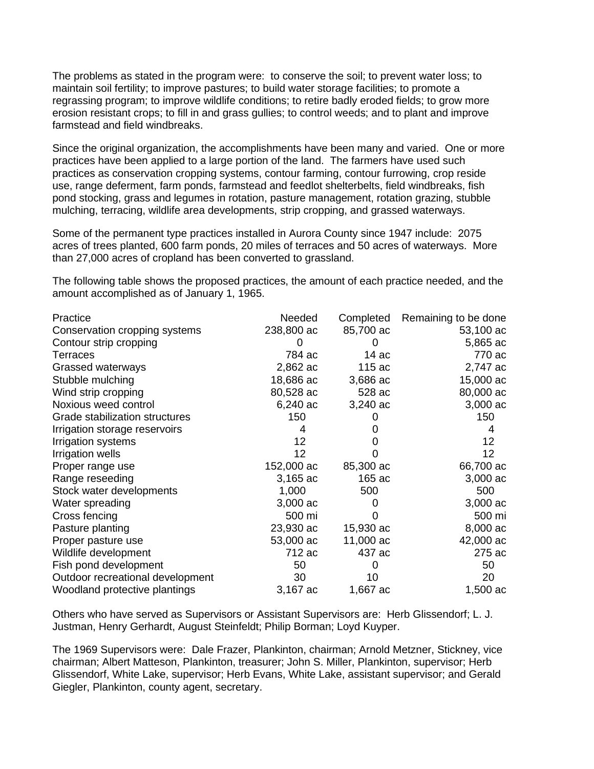The problems as stated in the program were: to conserve the soil; to prevent water loss; to maintain soil fertility; to improve pastures; to build water storage facilities; to promote a regrassing program; to improve wildlife conditions; to retire badly eroded fields; to grow more erosion resistant crops; to fill in and grass gullies; to control weeds; and to plant and improve farmstead and field windbreaks.

Since the original organization, the accomplishments have been many and varied. One or more practices have been applied to a large portion of the land. The farmers have used such practices as conservation cropping systems, contour farming, contour furrowing, crop reside use, range deferment, farm ponds, farmstead and feedlot shelterbelts, field windbreaks, fish pond stocking, grass and legumes in rotation, pasture management, rotation grazing, stubble mulching, terracing, wildlife area developments, strip cropping, and grassed waterways.

Some of the permanent type practices installed in Aurora County since 1947 include: 2075 acres of trees planted, 600 farm ponds, 20 miles of terraces and 50 acres of waterways. More than 27,000 acres of cropland has been converted to grassland.

The following table shows the proposed practices, the amount of each practice needed, and the amount accomplished as of January 1, 1965.

| Practice | Needed | Completed | Remaining to be done |
|---|---|---|---|
| Conservation cropping systems | 238,800 ac | 85,700 ac | 53,100 ac |
| Contour strip cropping | 0 | 0 | 5,865 ac |
| Terraces | 784 ac | 14 ac | 770 ac |
| Grassed waterways | 2,862 ac | 115 ac | 2,747 ac |
| Stubble mulching | 18,686 ac | 3,686 ac | 15,000 ac |
| Wind strip cropping | 80,528 ac | 528 ac | 80,000 ac |
| Noxious weed control | 6,240 ac | 3,240 ac | 3,000 ac |
| Grade stabilization structures | 150 | 0 | 150 |
| Irrigation storage reservoirs | 4 | 0 | 4 |
| Irrigation systems | 12 | 0 | 12 |
| Irrigation wells | 12 | 0 | 12 |
| Proper range use | 152,000 ac | 85,300 ac | 66,700 ac |
| Range reseeding | 3,165 ac | 165 ac | 3,000 ac |
| Stock water developments | 1,000 | 500 | 500 |
| Water spreading | 3,000 ac | 0 | 3,000 ac |
| Cross fencing | 500 mi | 0 | 500 mi |
| Pasture planting | 23,930 ac | 15,930 ac | 8,000 ac |
| Proper pasture use | 53,000 ac | 11,000 ac | 42,000 ac |
| Wildlife development | 712 ac | 437 ac | 275 ac |
| Fish pond development | 50 | 0 | 50 |
| Outdoor recreational development | 30 | 10 | 20 |
| Woodland protective plantings | 3,167 ac | 1,667 ac | 1,500 ac |

Others who have served as Supervisors or Assistant Supervisors are: Herb Glissendorf; L. J. Justman, Henry Gerhardt, August Steinfeldt; Philip Borman; Loyd Kuyper.

The 1969 Supervisors were: Dale Frazer, Plankinton, chairman; Arnold Metzner, Stickney, vice chairman; Albert Matteson, Plankinton, treasurer; John S. Miller, Plankinton, supervisor; Herb Glissendorf, White Lake, supervisor; Herb Evans, White Lake, assistant supervisor; and Gerald Giegler, Plankinton, county agent, secretary.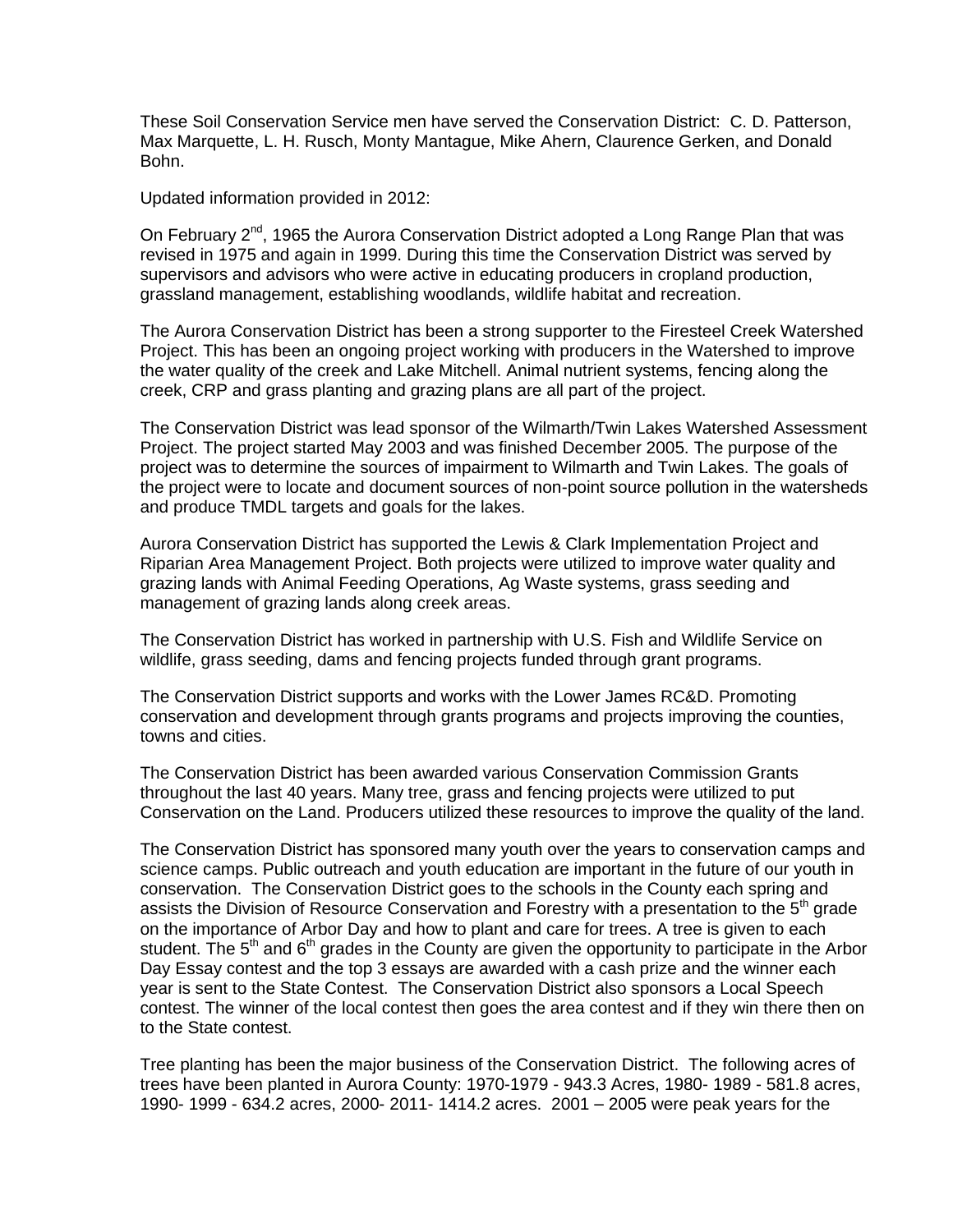These Soil Conservation Service men have served the Conservation District: C. D. Patterson, Max Marquette, L. H. Rusch, Monty Mantague, Mike Ahern, Claurence Gerken, and Donald Bohn.

Updated information provided in 2012:

On February 2nd, 1965 the Aurora Conservation District adopted a Long Range Plan that was revised in 1975 and again in 1999. During this time the Conservation District was served by supervisors and advisors who were active in educating producers in cropland production, grassland management, establishing woodlands, wildlife habitat and recreation.

The Aurora Conservation District has been a strong supporter to the Firesteel Creek Watershed Project. This has been an ongoing project working with producers in the Watershed to improve the water quality of the creek and Lake Mitchell. Animal nutrient systems, fencing along the creek, CRP and grass planting and grazing plans are all part of the project.

The Conservation District was lead sponsor of the Wilmarth/Twin Lakes Watershed Assessment Project. The project started May 2003 and was finished December 2005. The purpose of the project was to determine the sources of impairment to Wilmarth and Twin Lakes. The goals of the project were to locate and document sources of non-point source pollution in the watersheds and produce TMDL targets and goals for the lakes.

Aurora Conservation District has supported the Lewis & Clark Implementation Project and Riparian Area Management Project. Both projects were utilized to improve water quality and grazing lands with Animal Feeding Operations, Ag Waste systems, grass seeding and management of grazing lands along creek areas.

The Conservation District has worked in partnership with U.S. Fish and Wildlife Service on wildlife, grass seeding, dams and fencing projects funded through grant programs.

The Conservation District supports and works with the Lower James RC&D. Promoting conservation and development through grants programs and projects improving the counties, towns and cities.

The Conservation District has been awarded various Conservation Commission Grants throughout the last 40 years. Many tree, grass and fencing projects were utilized to put Conservation on the Land. Producers utilized these resources to improve the quality of the land.

The Conservation District has sponsored many youth over the years to conservation camps and science camps. Public outreach and youth education are important in the future of our youth in conservation. The Conservation District goes to the schools in the County each spring and assists the Division of Resource Conservation and Forestry with a presentation to the 5th grade on the importance of Arbor Day and how to plant and care for trees. A tree is given to each student. The 5th and 6th grades in the County are given the opportunity to participate in the Arbor Day Essay contest and the top 3 essays are awarded with a cash prize and the winner each year is sent to the State Contest. The Conservation District also sponsors a Local Speech contest. The winner of the local contest then goes the area contest and if they win there then on to the State contest.

Tree planting has been the major business of the Conservation District. The following acres of trees have been planted in Aurora County: 1970-1979 - 943.3 Acres, 1980- 1989 - 581.8 acres, 1990- 1999 - 634.2 acres, 2000- 2011- 1414.2 acres. 2001 – 2005 were peak years for the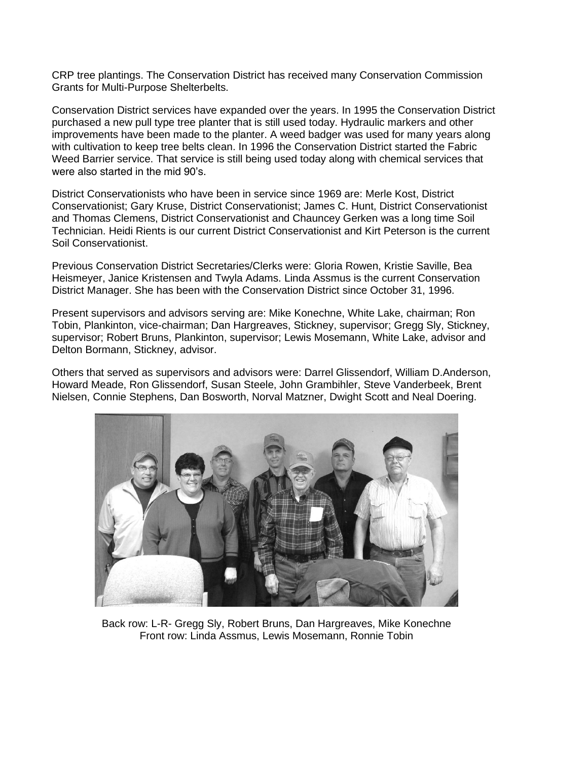CRP tree plantings. The Conservation District has received many Conservation Commission Grants for Multi-Purpose Shelterbelts.

Conservation District services have expanded over the years. In 1995 the Conservation District purchased a new pull type tree planter that is still used today. Hydraulic markers and other improvements have been made to the planter. A weed badger was used for many years along with cultivation to keep tree belts clean. In 1996 the Conservation District started the Fabric Weed Barrier service. That service is still being used today along with chemical services that were also started in the mid 90's.

District Conservationists who have been in service since 1969 are: Merle Kost, District Conservationist; Gary Kruse, District Conservationist; James C. Hunt, District Conservationist and Thomas Clemens, District Conservationist and Chauncey Gerken was a long time Soil Technician. Heidi Rients is our current District Conservationist and Kirt Peterson is the current Soil Conservationist.

Previous Conservation District Secretaries/Clerks were: Gloria Rowen, Kristie Saville, Bea Heismeyer, Janice Kristensen and Twyla Adams. Linda Assmus is the current Conservation District Manager. She has been with the Conservation District since October 31, 1996.

Present supervisors and advisors serving are: Mike Konechne, White Lake, chairman; Ron Tobin, Plankinton, vice-chairman; Dan Hargreaves, Stickney, supervisor; Gregg Sly, Stickney, supervisor; Robert Bruns, Plankinton, supervisor; Lewis Mosemann, White Lake, advisor and Delton Bormann, Stickney, advisor.

Others that served as supervisors and advisors were: Darrel Glissendorf, William D.Anderson, Howard Meade, Ron Glissendorf, Susan Steele, John Grambihler, Steve Vanderbeek, Brent Nielsen, Connie Stephens, Dan Bosworth, Norval Matzner, Dwight Scott and Neal Doering.

Back row: L-R- Gregg Sly, Robert Bruns, Dan Hargreaves, Mike Konechne
Front row: Linda Assmus, Lewis Mosemann, Ronnie Tobin